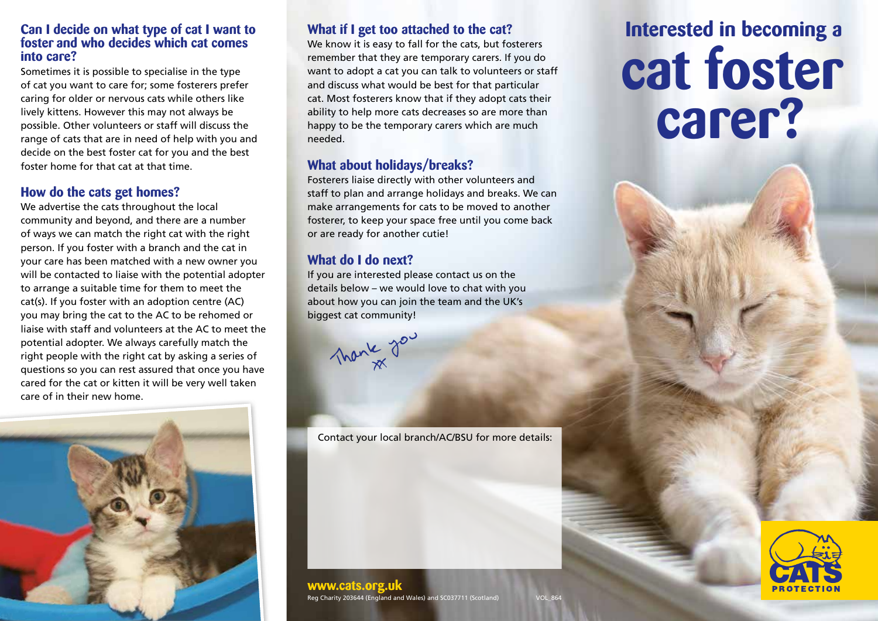## Can I decide on what type of cat I want to foster and who decides which cat comes into care?

Sometimes it is possible to specialise in the type of cat you want to care for; some fosterers prefer caring for older or nervous cats while others like lively kittens. However this may not always be possible. Other volunteers or staff will discuss the range of cats that are in need of help with you and decide on the best foster cat for you and the best foster home for that cat at that time.

## How do the cats get homes?

We advertise the cats throughout the local community and beyond, and there are a number of ways we can match the right cat with the right person. If you foster with a branch and the cat in your care has been matched with a new owner you will be contacted to liaise with the potential adopter to arrange a suitable time for them to meet the cat(s). If you foster with an adoption centre (AC) you may bring the cat to the AC to be rehomed or liaise with staff and volunteers at the AC to meet the potential adopter. We always carefully match the right people with the right cat by asking a series of questions so you can rest assured that once you have cared for the cat or kitten it will be very well taken care of in their new home.

## What if I get too attached to the cat?

We know it is easy to fall for the cats, but fosterers remember that they are temporary carers. If you do want to adopt a cat you can talk to volunteers or staff and discuss what would be best for that particular cat. Most fosterers know that if they adopt cats their ability to help more cats decreases so are more than happy to be the temporary carers which are much needed.

## What about holidays/breaks?

Fosterers liaise directly with other volunteers and staff to plan and arrange holidays and breaks. We can make arrangements for cats to be moved to another fosterer, to keep your space free until you come back or are ready for another cutie!

## What do I do next?

If you are interested please contact us on the details below – we would love to chat with you about how you can join the team and the UK's biggest cat community!

Thank you xx

Contact your local branch/AC/BSU for more details:

**www.cats.org.uk**

Reg Charity 203644 (England and Wales) and SC037711 (Scotland) VOL_864

# Interested in becoming a cat foster carer?

CATS PROTECTION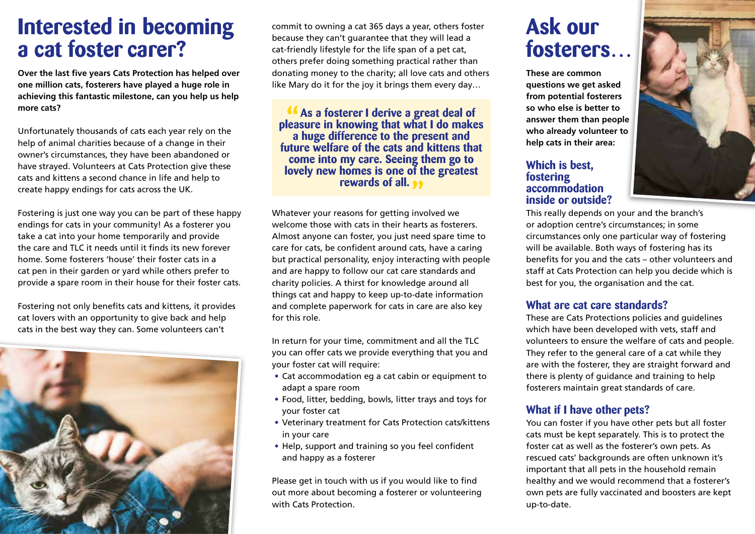# Interested in becoming a cat foster carer?

**Over the last five years Cats Protection has helped over one million cats, fosterers have played a huge role in achieving this fantastic milestone, can you help us help more cats?**

Unfortunately thousands of cats each year rely on the help of animal charities because of a change in their owner's circumstances, they have been abandoned or have strayed. Volunteers at Cats Protection give these cats and kittens a second chance in life and help to create happy endings for cats across the UK.

Fostering is just one way you can be part of these happy endings for cats in your community! As a fosterer you take a cat into your home temporarily and provide the care and TLC it needs until it finds its new forever home. Some fosterers 'house' their foster cats in a cat pen in their garden or yard while others prefer to provide a spare room in their house for their foster cats.

Fostering not only benefits cats and kittens, it provides cat lovers with an opportunity to give back and help cats in the best way they can. Some volunteers can't commit to owning a cat 365 days a year, others foster because they can't guarantee that they will lead a cat-friendly lifestyle for the life span of a pet cat, others prefer doing something practical rather than donating money to the charity; all love cats and others like Mary do it for the joy it brings them every day…

> **"As a fosterer I derive a great deal of pleasure in knowing that what I do makes a huge difference to the present and future welfare of the cats and kittens that come into my care. Seeing them go to lovely new homes is one of the greatest rewards of all."**

Whatever your reasons for getting involved we welcome those with cats in their hearts as fosterers. Almost anyone can foster, you just need spare time to care for cats, be confident around cats, have a caring but practical personality, enjoy interacting with people and are happy to follow our cat care standards and charity policies. A thirst for knowledge around all things cat and happy to keep up-to-date information and complete paperwork for cats in care are also key for this role.

In return for your time, commitment and all the TLC you can offer cats we provide everything that you and your foster cat will require:

- Cat accommodation eg a cat cabin or equipment to adapt a spare room
- Food, litter, bedding, bowls, litter trays and toys for your foster cat
- Veterinary treatment for Cats Protection cats/kittens in your care
- Help, support and training so you feel confident and happy as a fosterer

Please get in touch with us if you would like to find out more about becoming a fosterer or volunteering with Cats Protection.

# Ask our fosterers…

**These are common questions we get asked from potential fosterers so who else is better to answer them than people who already volunteer to help cats in their area:**

## Which is best, fostering accommodation inside or outside?

This really depends on your and the branch's or adoption centre's circumstances; in some circumstances only one particular way of fostering will be available. Both ways of fostering has its benefits for you and the cats – other volunteers and staff at Cats Protection can help you decide which is best for you, the organisation and the cat.

## What are cat care standards?

These are Cats Protections policies and guidelines which have been developed with vets, staff and volunteers to ensure the welfare of cats and people. They refer to the general care of a cat while they are with the fosterer, they are straight forward and there is plenty of guidance and training to help fosterers maintain great standards of care.

## What if I have other pets?

You can foster if you have other pets but all foster cats must be kept separately. This is to protect the foster cat as well as the fosterer's own pets. As rescued cats' backgrounds are often unknown it's important that all pets in the household remain healthy and we would recommend that a fosterer's own pets are fully vaccinated and boosters are kept up-to-date.